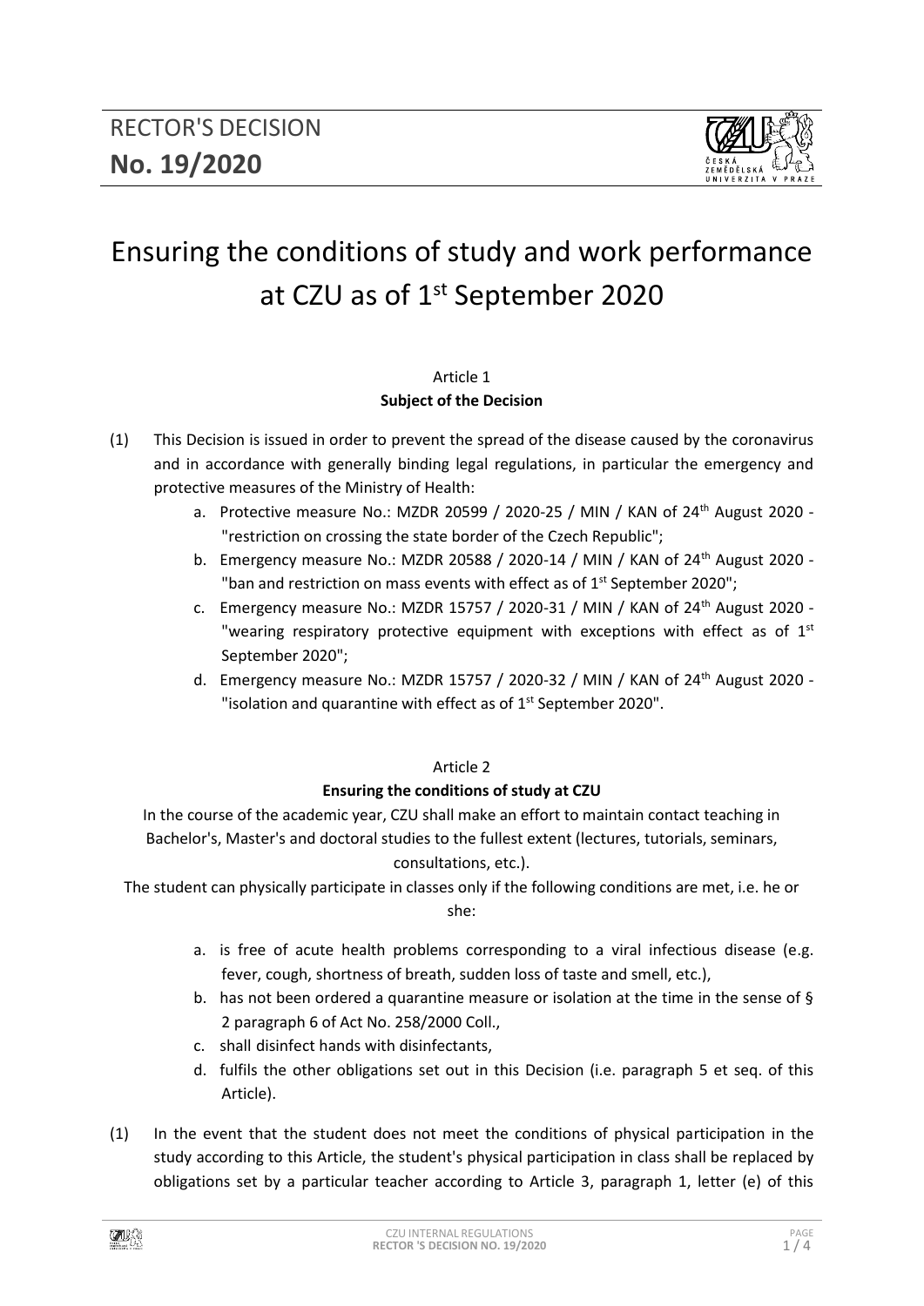# RECTOR'S DECISION
**No. 19/2020**

# Ensuring the conditions of study and work performance at CZU as of 1st September 2020

## Article 1
**Subject of the Decision**

(1) This Decision is issued in order to prevent the spread of the disease caused by the coronavirus and in accordance with generally binding legal regulations, in particular the emergency and protective measures of the Ministry of Health:

a. Protective measure No.: MZDR 20599 / 2020-25 / MIN / KAN of 24th August 2020 - "restriction on crossing the state border of the Czech Republic";
b. Emergency measure No.: MZDR 20588 / 2020-14 / MIN / KAN of 24th August 2020 - "ban and restriction on mass events with effect as of 1st September 2020";
c. Emergency measure No.: MZDR 15757 / 2020-31 / MIN / KAN of 24th August 2020 - "wearing respiratory protective equipment with exceptions with effect as of 1st September 2020";
d. Emergency measure No.: MZDR 15757 / 2020-32 / MIN / KAN of 24th August 2020 - "isolation and quarantine with effect as of 1st September 2020".

## Article 2
**Ensuring the conditions of study at CZU**

In the course of the academic year, CZU shall make an effort to maintain contact teaching in Bachelor's, Master's and doctoral studies to the fullest extent (lectures, tutorials, seminars, consultations, etc.).

The student can physically participate in classes only if the following conditions are met, i.e. he or she:

a. is free of acute health problems corresponding to a viral infectious disease (e.g. fever, cough, shortness of breath, sudden loss of taste and smell, etc.),
b. has not been ordered a quarantine measure or isolation at the time in the sense of § 2 paragraph 6 of Act No. 258/2000 Coll.,
c. shall disinfect hands with disinfectants,
d. fulfils the other obligations set out in this Decision (i.e. paragraph 5 et seq. of this Article).

(1) In the event that the student does not meet the conditions of physical participation in the study according to this Article, the student's physical participation in class shall be replaced by obligations set by a particular teacher according to Article 3, paragraph 1, letter (e) of this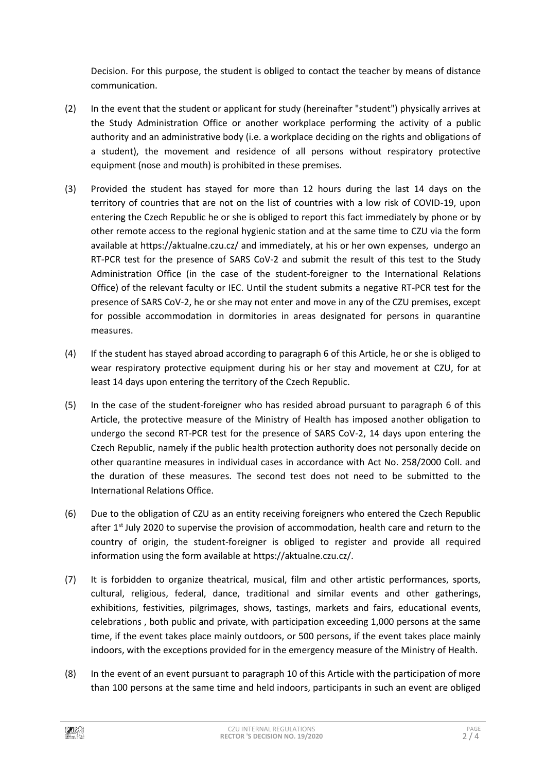Decision. For this purpose, the student is obliged to contact the teacher by means of distance communication.

(2) In the event that the student or applicant for study (hereinafter "student") physically arrives at the Study Administration Office or another workplace performing the activity of a public authority and an administrative body (i.e. a workplace deciding on the rights and obligations of a student), the movement and residence of all persons without respiratory protective equipment (nose and mouth) is prohibited in these premises.

(3) Provided the student has stayed for more than 12 hours during the last 14 days on the territory of countries that are not on the list of countries with a low risk of COVID-19, upon entering the Czech Republic he or she is obliged to report this fact immediately by phone or by other remote access to the regional hygienic station and at the same time to CZU via the form available at https://aktualne.czu.cz/ and immediately, at his or her own expenses, undergo an RT-PCR test for the presence of SARS CoV-2 and submit the result of this test to the Study Administration Office (in the case of the student-foreigner to the International Relations Office) of the relevant faculty or IEC. Until the student submits a negative RT-PCR test for the presence of SARS CoV-2, he or she may not enter and move in any of the CZU premises, except for possible accommodation in dormitories in areas designated for persons in quarantine measures.

(4) If the student has stayed abroad according to paragraph 6 of this Article, he or she is obliged to wear respiratory protective equipment during his or her stay and movement at CZU, for at least 14 days upon entering the territory of the Czech Republic.

(5) In the case of the student-foreigner who has resided abroad pursuant to paragraph 6 of this Article, the protective measure of the Ministry of Health has imposed another obligation to undergo the second RT-PCR test for the presence of SARS CoV-2, 14 days upon entering the Czech Republic, namely if the public health protection authority does not personally decide on other quarantine measures in individual cases in accordance with Act No. 258/2000 Coll. and the duration of these measures. The second test does not need to be submitted to the International Relations Office.

(6) Due to the obligation of CZU as an entity receiving foreigners who entered the Czech Republic after 1st July 2020 to supervise the provision of accommodation, health care and return to the country of origin, the student-foreigner is obliged to register and provide all required information using the form available at https://aktualne.czu.cz/.

(7) It is forbidden to organize theatrical, musical, film and other artistic performances, sports, cultural, religious, federal, dance, traditional and similar events and other gatherings, exhibitions, festivities, pilgrimages, shows, tastings, markets and fairs, educational events, celebrations , both public and private, with participation exceeding 1,000 persons at the same time, if the event takes place mainly outdoors, or 500 persons, if the event takes place mainly indoors, with the exceptions provided for in the emergency measure of the Ministry of Health.

(8) In the event of an event pursuant to paragraph 10 of this Article with the participation of more than 100 persons at the same time and held indoors, participants in such an event are obliged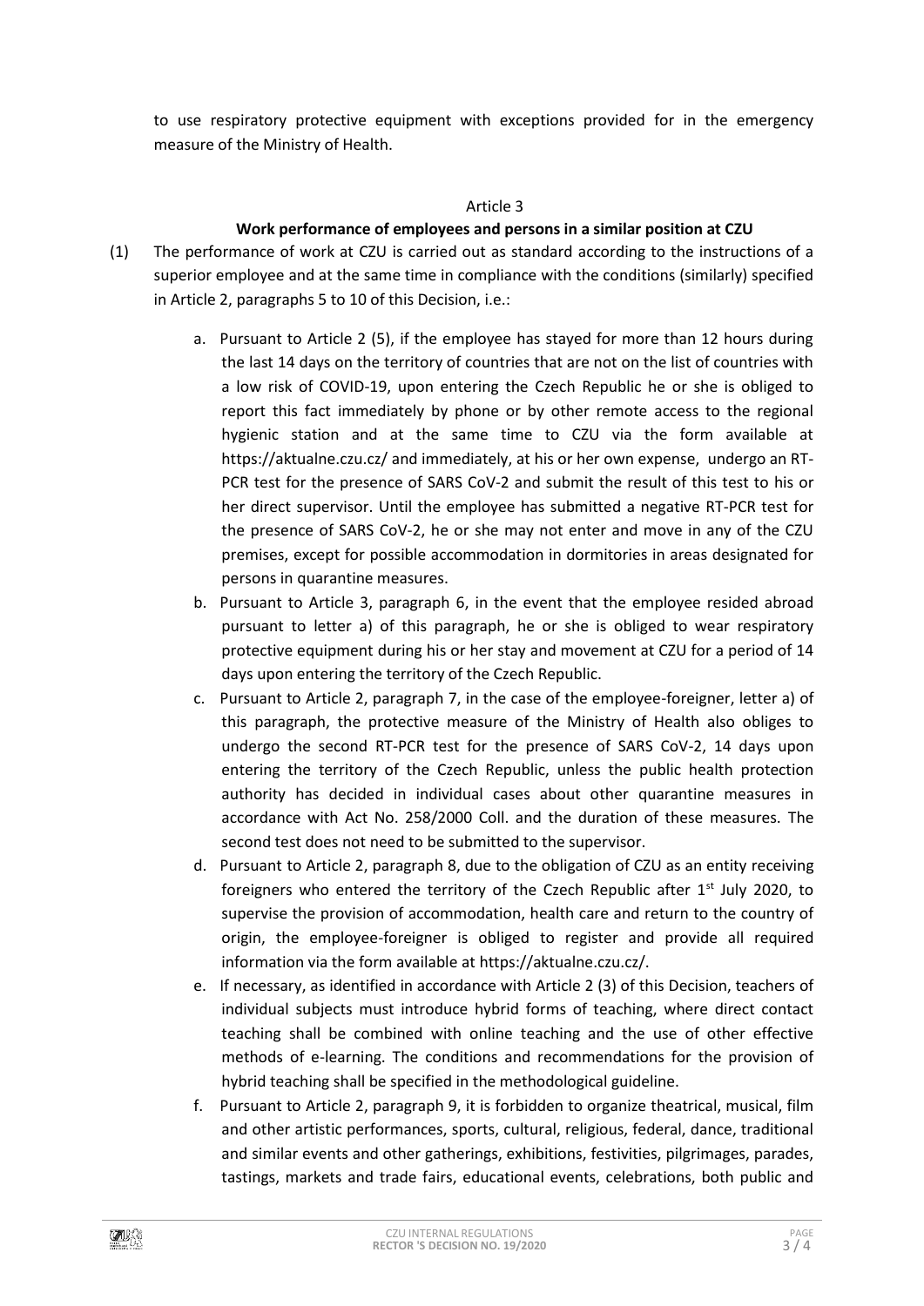to use respiratory protective equipment with exceptions provided for in the emergency measure of the Ministry of Health.

Article 3

**Work performance of employees and persons in a similar position at CZU**

(1) The performance of work at CZU is carried out as standard according to the instructions of a superior employee and at the same time in compliance with the conditions (similarly) specified in Article 2, paragraphs 5 to 10 of this Decision, i.e.:

a. Pursuant to Article 2 (5), if the employee has stayed for more than 12 hours during the last 14 days on the territory of countries that are not on the list of countries with a low risk of COVID-19, upon entering the Czech Republic he or she is obliged to report this fact immediately by phone or by other remote access to the regional hygienic station and at the same time to CZU via the form available at https://aktualne.czu.cz/ and immediately, at his or her own expense, undergo an RT-PCR test for the presence of SARS CoV-2 and submit the result of this test to his or her direct supervisor. Until the employee has submitted a negative RT-PCR test for the presence of SARS CoV-2, he or she may not enter and move in any of the CZU premises, except for possible accommodation in dormitories in areas designated for persons in quarantine measures.

b. Pursuant to Article 3, paragraph 6, in the event that the employee resided abroad pursuant to letter a) of this paragraph, he or she is obliged to wear respiratory protective equipment during his or her stay and movement at CZU for a period of 14 days upon entering the territory of the Czech Republic.

c. Pursuant to Article 2, paragraph 7, in the case of the employee-foreigner, letter a) of this paragraph, the protective measure of the Ministry of Health also obliges to undergo the second RT-PCR test for the presence of SARS CoV-2, 14 days upon entering the territory of the Czech Republic, unless the public health protection authority has decided in individual cases about other quarantine measures in accordance with Act No. 258/2000 Coll. and the duration of these measures. The second test does not need to be submitted to the supervisor.

d. Pursuant to Article 2, paragraph 8, due to the obligation of CZU as an entity receiving foreigners who entered the territory of the Czech Republic after 1st July 2020, to supervise the provision of accommodation, health care and return to the country of origin, the employee-foreigner is obliged to register and provide all required information via the form available at https://aktualne.czu.cz/.

e. If necessary, as identified in accordance with Article 2 (3) of this Decision, teachers of individual subjects must introduce hybrid forms of teaching, where direct contact teaching shall be combined with online teaching and the use of other effective methods of e-learning. The conditions and recommendations for the provision of hybrid teaching shall be specified in the methodological guideline.

f. Pursuant to Article 2, paragraph 9, it is forbidden to organize theatrical, musical, film and other artistic performances, sports, cultural, religious, federal, dance, traditional and similar events and other gatherings, exhibitions, festivities, pilgrimages, parades, tastings, markets and trade fairs, educational events, celebrations, both public and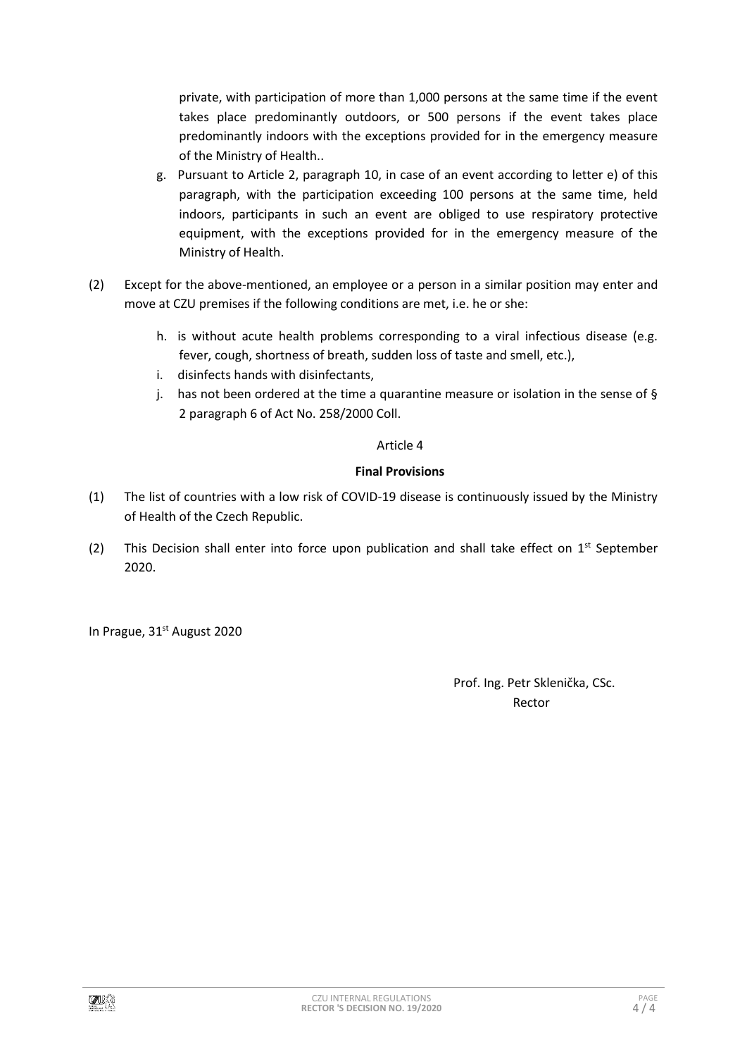private, with participation of more than 1,000 persons at the same time if the event takes place predominantly outdoors, or 500 persons if the event takes place predominantly indoors with the exceptions provided for in the emergency measure of the Ministry of Health..

g. Pursuant to Article 2, paragraph 10, in case of an event according to letter e) of this paragraph, with the participation exceeding 100 persons at the same time, held indoors, participants in such an event are obliged to use respiratory protective equipment, with the exceptions provided for in the emergency measure of the Ministry of Health.

(2) Except for the above-mentioned, an employee or a person in a similar position may enter and move at CZU premises if the following conditions are met, i.e. he or she:

h. is without acute health problems corresponding to a viral infectious disease (e.g. fever, cough, shortness of breath, sudden loss of taste and smell, etc.),
i. disinfects hands with disinfectants,
j. has not been ordered at the time a quarantine measure or isolation in the sense of § 2 paragraph 6 of Act No. 258/2000 Coll.

Article 4

**Final Provisions**

(1) The list of countries with a low risk of COVID-19 disease is continuously issued by the Ministry of Health of the Czech Republic.

(2) This Decision shall enter into force upon publication and shall take effect on 1st September 2020.

In Prague, 31st August 2020

Prof. Ing. Petr Sklenička, CSc.
Rector